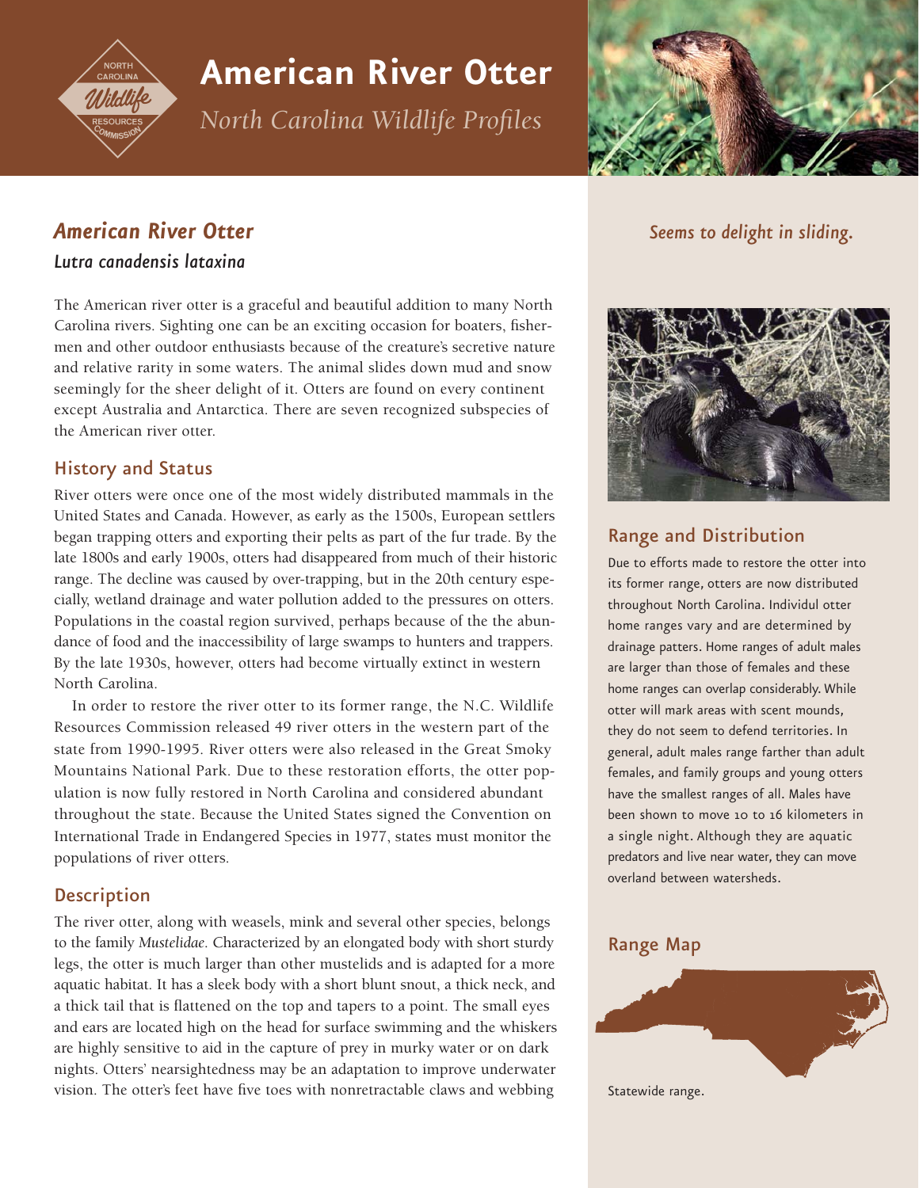# American River Otter

*North Carolina Wildlife Profiles*

## *American River Otter*

***Lutra canadensis lataxina***

The American river otter is a graceful and beautiful addition to many North Carolina rivers. Sighting one can be an exciting occasion for boaters, fishermen and other outdoor enthusiasts because of the creature's secretive nature and relative rarity in some waters. The animal slides down mud and snow seemingly for the sheer delight of it. Otters are found on every continent except Australia and Antarctica. There are seven recognized subspecies of the American river otter.

### History and Status

River otters were once one of the most widely distributed mammals in the United States and Canada. However, as early as the 1500s, European settlers began trapping otters and exporting their pelts as part of the fur trade. By the late 1800s and early 1900s, otters had disappeared from much of their historic range. The decline was caused by over-trapping, but in the 20th century especially, wetland drainage and water pollution added to the pressures on otters. Populations in the coastal region survived, perhaps because of the the abundance of food and the inaccessibility of large swamps to hunters and trappers. By the late 1930s, however, otters had become virtually extinct in western North Carolina.

In order to restore the river otter to its former range, the N.C. Wildlife Resources Commission released 49 river otters in the western part of the state from 1990-1995. River otters were also released in the Great Smoky Mountains National Park. Due to these restoration efforts, the otter population is now fully restored in North Carolina and considered abundant throughout the state. Because the United States signed the Convention on International Trade in Endangered Species in 1977, states must monitor the populations of river otters.

### Description

The river otter, along with weasels, mink and several other species, belongs to the family *Mustelidae*. Characterized by an elongated body with short sturdy legs, the otter is much larger than other mustelids and is adapted for a more aquatic habitat. It has a sleek body with a short blunt snout, a thick neck, and a thick tail that is flattened on the top and tapers to a point. The small eyes and ears are located high on the head for surface swimming and the whiskers are highly sensitive to aid in the capture of prey in murky water or on dark nights. Otters' nearsightedness may be an adaptation to improve underwater vision. The otter's feet have five toes with nonretractable claws and webbing

*Seems to delight in sliding.*

### Range and Distribution

Due to efforts made to restore the otter into its former range, otters are now distributed throughout North Carolina. Individul otter home ranges vary and are determined by drainage patters. Home ranges of adult males are larger than those of females and these home ranges can overlap considerably. While otter will mark areas with scent mounds, they do not seem to defend territories. In general, adult males range farther than adult females, and family groups and young otters have the smallest ranges of all. Males have been shown to move 10 to 16 kilometers in a single night. Although they are aquatic predators and live near water, they can move overland between watersheds.

### Range Map

Statewide range.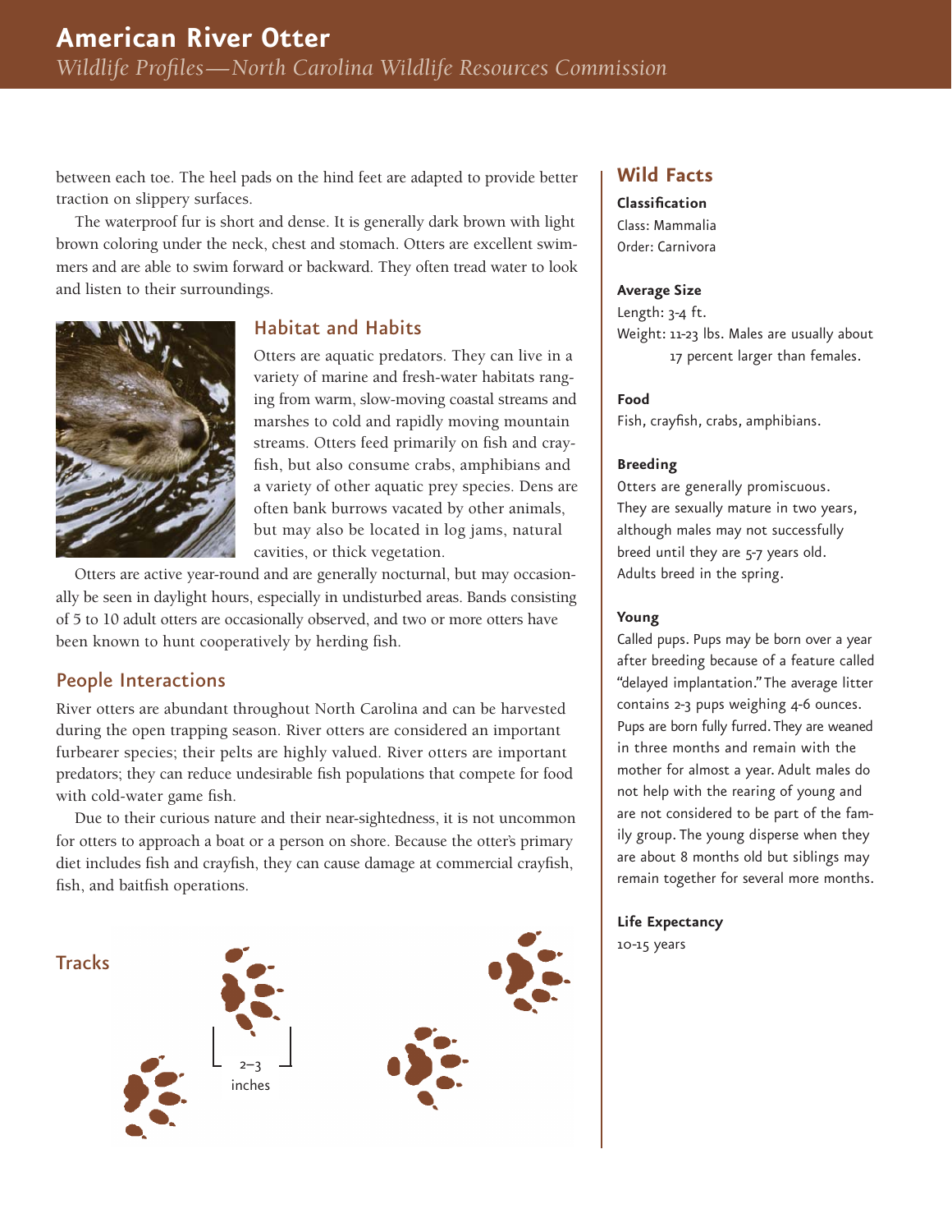between each toe. The heel pads on the hind feet are adapted to provide better traction on slippery surfaces.

The waterproof fur is short and dense. It is generally dark brown with light brown coloring under the neck, chest and stomach. Otters are excellent swimmers and are able to swim forward or backward. They often tread water to look and listen to their surroundings.

## Habitat and Habits

Otters are aquatic predators. They can live in a variety of marine and fresh-water habitats ranging from warm, slow-moving coastal streams and marshes to cold and rapidly moving mountain streams. Otters feed primarily on fish and crayfish, but also consume crabs, amphibians and a variety of other aquatic prey species. Dens are often bank burrows vacated by other animals, but may also be located in log jams, natural cavities, or thick vegetation.

Otters are active year-round and are generally nocturnal, but may occasionally be seen in daylight hours, especially in undisturbed areas. Bands consisting of 5 to 10 adult otters are occasionally observed, and two or more otters have been known to hunt cooperatively by herding fish.

## People Interactions

River otters are abundant throughout North Carolina and can be harvested during the open trapping season. River otters are considered an important furbearer species; their pelts are highly valued. River otters are important predators; they can reduce undesirable fish populations that compete for food with cold-water game fish.

Due to their curious nature and their near-sightedness, it is not uncommon for otters to approach a boat or a person on shore. Because the otter's primary diet includes fish and crayfish, they can cause damage at commercial crayfish, fish, and baitfish operations.

## Tracks

2–3 inches

## Wild Facts

**Classification**
Class: Mammalia
Order: Carnivora

**Average Size**
Length: 3-4 ft.
Weight: 11-23 lbs. Males are usually about 17 percent larger than females.

**Food**
Fish, crayfish, crabs, amphibians.

**Breeding**
Otters are generally promiscuous. They are sexually mature in two years, although males may not successfully breed until they are 5-7 years old. Adults breed in the spring.

**Young**
Called pups. Pups may be born over a year after breeding because of a feature called "delayed implantation." The average litter contains 2-3 pups weighing 4-6 ounces. Pups are born fully furred. They are weaned in three months and remain with the mother for almost a year. Adult males do not help with the rearing of young and are not considered to be part of the family group. The young disperse when they are about 8 months old but siblings may remain together for several more months.

**Life Expectancy**
10-15 years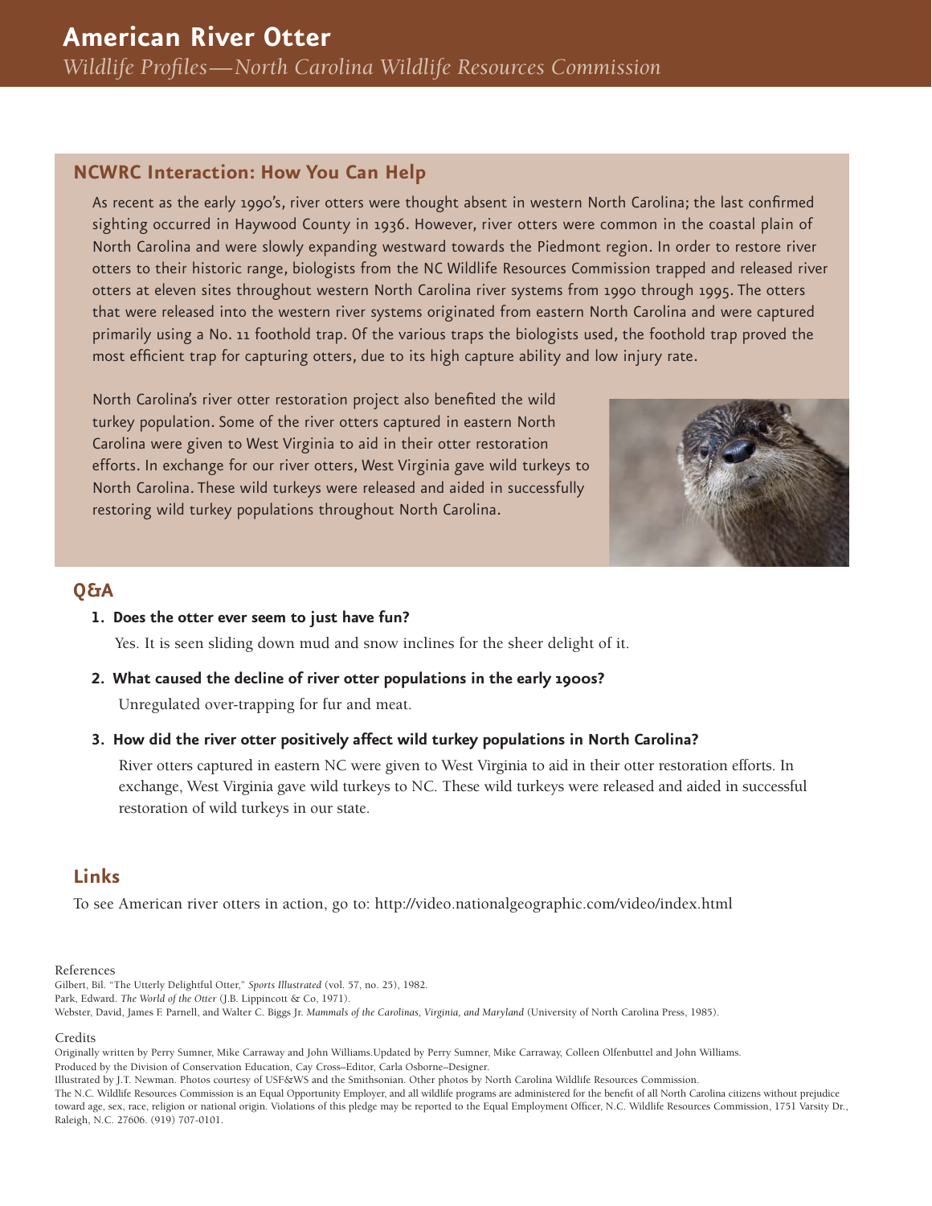# American River Otter

*Wildlife Profiles—North Carolina Wildlife Resources Commission*

## NCWRC Interaction: How You Can Help

As recent as the early 1990's, river otters were thought absent in western North Carolina; the last confirmed sighting occurred in Haywood County in 1936. However, river otters were common in the coastal plain of North Carolina and were slowly expanding westward towards the Piedmont region. In order to restore river otters to their historic range, biologists from the NC Wildlife Resources Commission trapped and released river otters at eleven sites throughout western North Carolina river systems from 1990 through 1995. The otters that were released into the western river systems originated from eastern North Carolina and were captured primarily using a No. 11 foothold trap. Of the various traps the biologists used, the foothold trap proved the most efficient trap for capturing otters, due to its high capture ability and low injury rate.

North Carolina's river otter restoration project also benefited the wild turkey population. Some of the river otters captured in eastern North Carolina were given to West Virginia to aid in their otter restoration efforts. In exchange for our river otters, West Virginia gave wild turkeys to North Carolina. These wild turkeys were released and aided in successfully restoring wild turkey populations throughout North Carolina.

## Q&A

1. **Does the otter ever seem to just have fun?**

   Yes. It is seen sliding down mud and snow inclines for the sheer delight of it.

2. **What caused the decline of river otter populations in the early 1900s?**

   Unregulated over-trapping for fur and meat.

3. **How did the river otter positively affect wild turkey populations in North Carolina?**

   River otters captured in eastern NC were given to West Virginia to aid in their otter restoration efforts. In exchange, West Virginia gave wild turkeys to NC. These wild turkeys were released and aided in successful restoration of wild turkeys in our state.

## Links

To see American river otters in action, go to: http://video.nationalgeographic.com/video/index.html

References

Gilbert, Bil. "The Utterly Delightful Otter," *Sports Illustrated* (vol. 57, no. 25), 1982.
Park, Edward. *The World of the Otter* (J.B. Lippincott & Co, 1971).
Webster, David, James F. Parnell, and Walter C. Biggs Jr. *Mammals of the Carolinas, Virginia, and Maryland* (University of North Carolina Press, 1985).

Credits

Originally written by Perry Sumner, Mike Carraway and John Williams.Updated by Perry Sumner, Mike Carraway, Colleen Olfenbuttel and John Williams.
Produced by the Division of Conservation Education, Cay Cross–Editor, Carla Osborne–Designer.
Illustrated by J.T. Newman. Photos courtesy of USF&WS and the Smithsonian. Other photos by North Carolina Wildlife Resources Commission.
The N.C. Wildlife Resources Commission is an Equal Opportunity Employer, and all wildlife programs are administered for the benefit of all North Carolina citizens without prejudice toward age, sex, race, religion or national origin. Violations of this pledge may be reported to the Equal Employment Officer, N.C. Wildlife Resources Commission, 1751 Varsity Dr., Raleigh, N.C. 27606. (919) 707-0101.